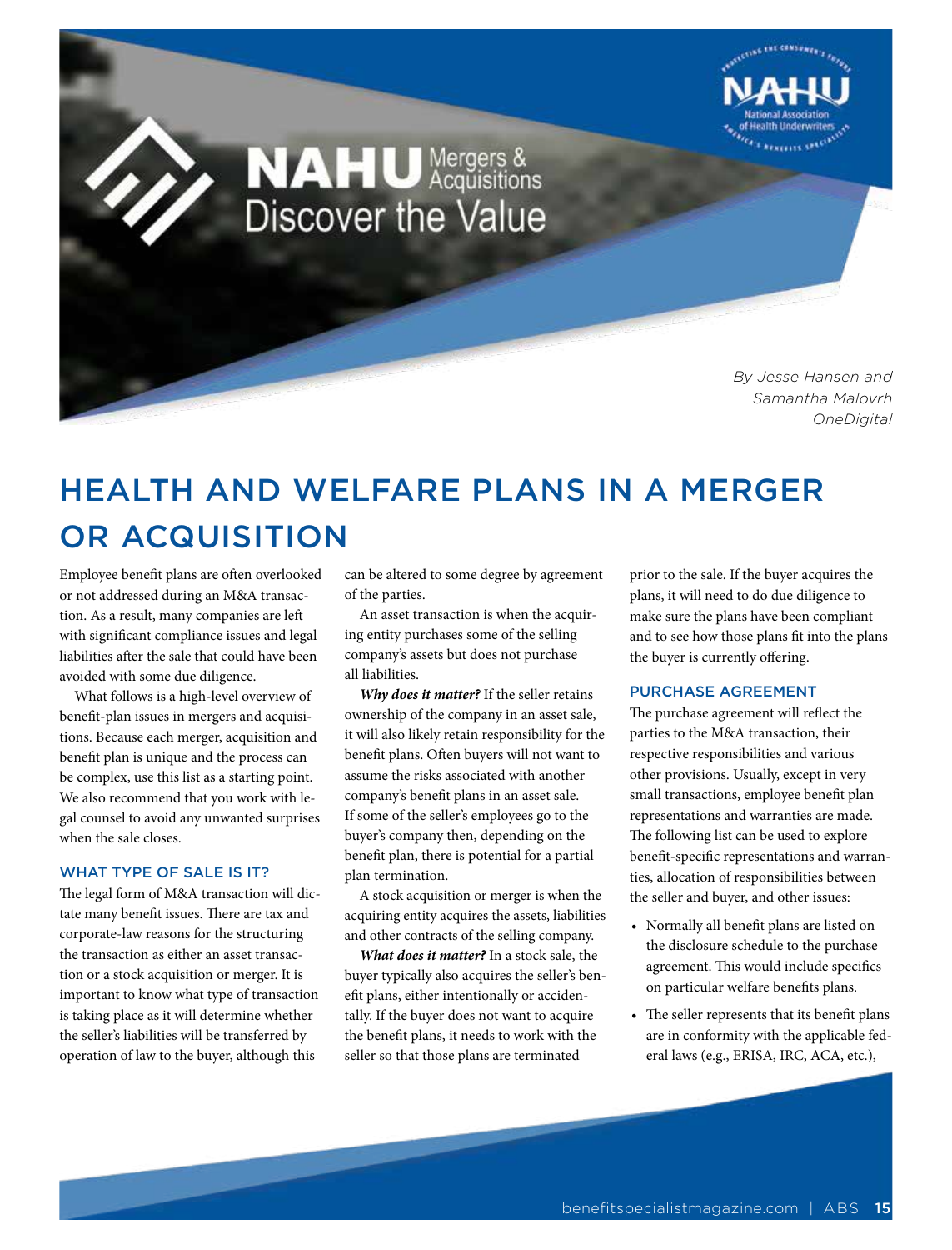NAHU Mergers & Acquisitions
Discover the Value

*By Jesse Hansen and Samantha Malovrh*
*OneDigital*

# HEALTH AND WELFARE PLANS IN A MERGER OR ACQUISITION

Employee benefit plans are often overlooked or not addressed during an M&A transaction. As a result, many companies are left with significant compliance issues and legal liabilities after the sale that could have been avoided with some due diligence.

What follows is a high-level overview of benefit-plan issues in mergers and acquisitions. Because each merger, acquisition and benefit plan is unique and the process can be complex, use this list as a starting point. We also recommend that you work with legal counsel to avoid any unwanted surprises when the sale closes.

## WHAT TYPE OF SALE IS IT?

The legal form of M&A transaction will dictate many benefit issues. There are tax and corporate-law reasons for the structuring the transaction as either an asset transaction or a stock acquisition or merger. It is important to know what type of transaction is taking place as it will determine whether the seller's liabilities will be transferred by operation of law to the buyer, although this can be altered to some degree by agreement of the parties.

An asset transaction is when the acquiring entity purchases some of the selling company's assets but does not purchase all liabilities.

***Why does it matter?*** If the seller retains ownership of the company in an asset sale, it will also likely retain responsibility for the benefit plans. Often buyers will not want to assume the risks associated with another company's benefit plans in an asset sale. If some of the seller's employees go to the buyer's company then, depending on the benefit plan, there is potential for a partial plan termination.

A stock acquisition or merger is when the acquiring entity acquires the assets, liabilities and other contracts of the selling company.

***What does it matter?*** In a stock sale, the buyer typically also acquires the seller's benefit plans, either intentionally or accidentally. If the buyer does not want to acquire the benefit plans, it needs to work with the seller so that those plans are terminated prior to the sale. If the buyer acquires the plans, it will need to do due diligence to make sure the plans have been compliant and to see how those plans fit into the plans the buyer is currently offering.

## PURCHASE AGREEMENT

The purchase agreement will reflect the parties to the M&A transaction, their respective responsibilities and various other provisions. Usually, except in very small transactions, employee benefit plan representations and warranties are made. The following list can be used to explore benefit-specific representations and warranties, allocation of responsibilities between the seller and buyer, and other issues:

- Normally all benefit plans are listed on the disclosure schedule to the purchase agreement. This would include specifics on particular welfare benefits plans.
- The seller represents that its benefit plans are in conformity with the applicable federal laws (e.g., ERISA, IRC, ACA, etc.),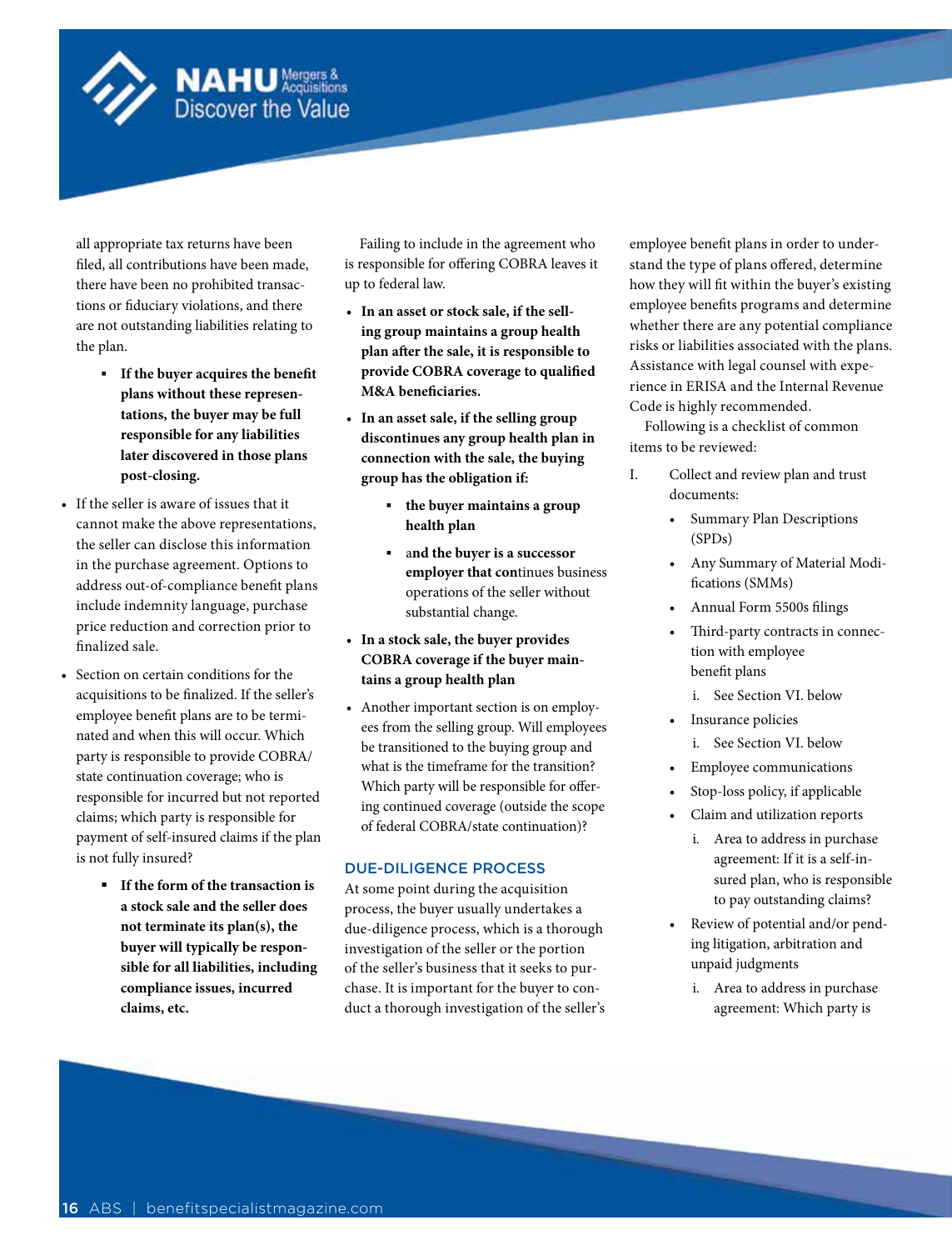all appropriate tax returns have been filed, all contributions have been made, there have been no prohibited transactions or fiduciary violations, and there are not outstanding liabilities relating to the plan.

- **If the buyer acquires the benefit plans without these representations, the buyer may be full responsible for any liabilities later discovered in those plans post-closing.**

- If the seller is aware of issues that it cannot make the above representations, the seller can disclose this information in the purchase agreement. Options to address out-of-compliance benefit plans include indemnity language, purchase price reduction and correction prior to finalized sale.
- Section on certain conditions for the acquisitions to be finalized. If the seller's employee benefit plans are to be terminated and when this will occur. Which party is responsible to provide COBRA/state continuation coverage; who is responsible for incurred but not reported claims; which party is responsible for payment of self-insured claims if the plan is not fully insured?
    - **If the form of the transaction is a stock sale and the seller does not terminate its plan(s), the buyer will typically be responsible for all liabilities, including compliance issues, incurred claims, etc.**

Failing to include in the agreement who is responsible for offering COBRA leaves it up to federal law.

- **In an asset or stock sale, if the selling group maintains a group health plan after the sale, it is responsible to provide COBRA coverage to qualified M&A beneficiaries.**
- **In an asset sale, if the selling group discontinues any group health plan in connection with the sale, the buying group has the obligation if:**
    - **the buyer maintains a group health plan**
    - and **the buyer is a successor employer that con**tinues business operations of the seller without substantial change.
- **In a stock sale, the buyer provides COBRA coverage if the buyer maintains a group health plan**
- Another important section is on employees from the selling group. Will employees be transitioned to the buying group and what is the timeframe for the transition? Which party will be responsible for offering continued coverage (outside the scope of federal COBRA/state continuation)?

## DUE-DILIGENCE PROCESS

At some point during the acquisition process, the buyer usually undertakes a due-diligence process, which is a thorough investigation of the seller or the portion of the seller's business that it seeks to purchase. It is important for the buyer to conduct a thorough investigation of the seller's employee benefit plans in order to understand the type of plans offered, determine how they will fit within the buyer's existing employee benefits programs and determine whether there are any potential compliance risks or liabilities associated with the plans. Assistance with legal counsel with experience in ERISA and the Internal Revenue Code is highly recommended.

Following is a checklist of common items to be reviewed:

I. Collect and review plan and trust documents:
- Summary Plan Descriptions (SPDs)
- Any Summary of Material Modifications (SMMs)
- Annual Form 5500s filings
- Third-party contracts in connection with employee benefit plans
    i. See Section VI. below
- Insurance policies
    i. See Section VI. below
- Employee communications
- Stop-loss policy, if applicable
- Claim and utilization reports
    i. Area to address in purchase agreement: If it is a self-insured plan, who is responsible to pay outstanding claims?
- Review of potential and/or pending litigation, arbitration and unpaid judgments
    i. Area to address in purchase agreement: Which party is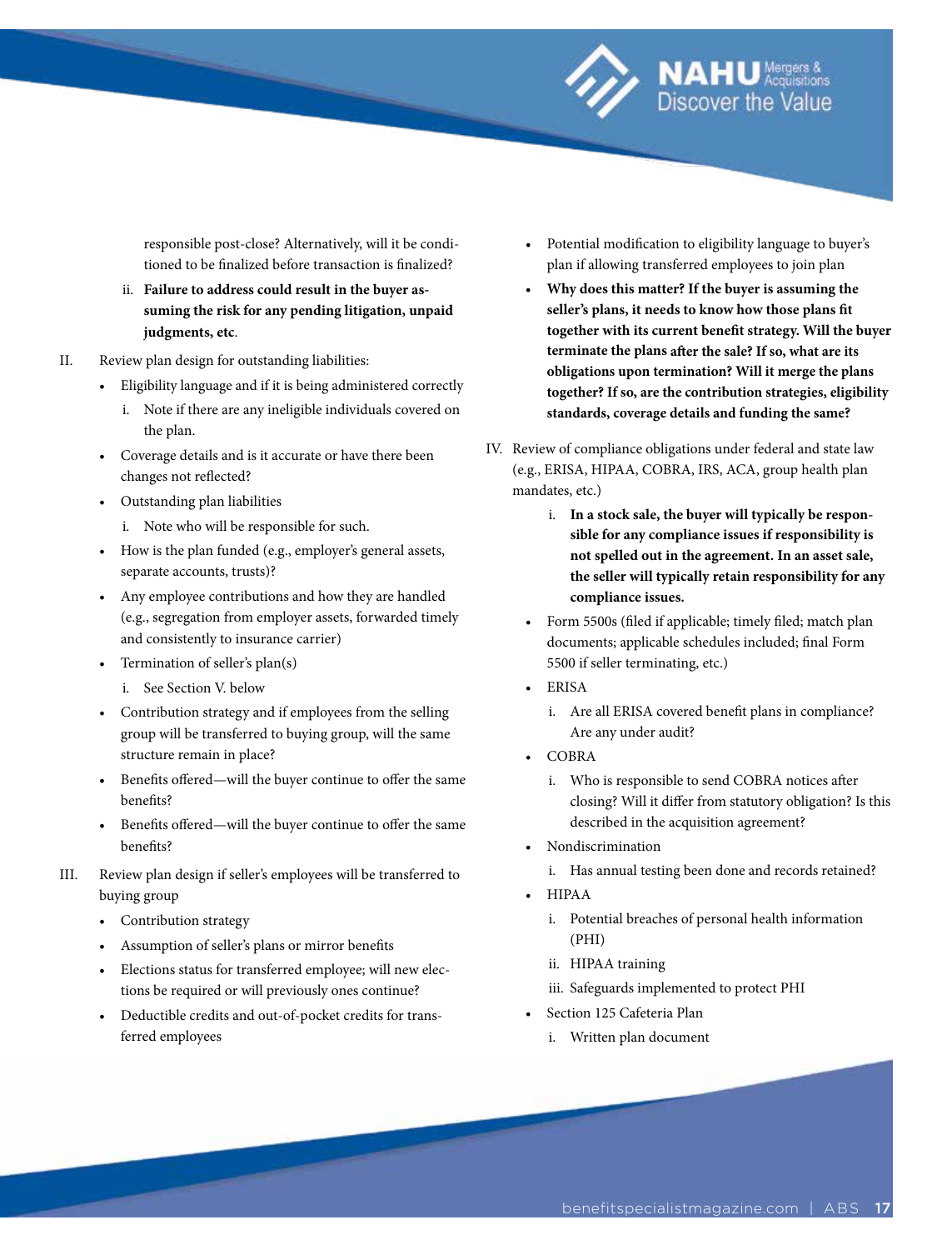responsible post-close? Alternatively, will it be conditioned to be finalized before transaction is finalized?

   ii. **Failure to address could result in the buyer assuming the risk for any pending litigation, unpaid judgments, etc**.

II. Review plan design for outstanding liabilities:

- Eligibility language and if it is being administered correctly
   i. Note if there are any ineligible individuals covered on the plan.
- Coverage details and is it accurate or have there been changes not reflected?
- Outstanding plan liabilities
   i. Note who will be responsible for such.
- How is the plan funded (e.g., employer's general assets, separate accounts, trusts)?
- Any employee contributions and how they are handled (e.g., segregation from employer assets, forwarded timely and consistently to insurance carrier)
- Termination of seller's plan(s)
   i. See Section V. below
- Contribution strategy and if employees from the selling group will be transferred to buying group, will the same structure remain in place?
- Benefits offered—will the buyer continue to offer the same benefits?
- Benefits offered—will the buyer continue to offer the same benefits?

III. Review plan design if seller's employees will be transferred to buying group

- Contribution strategy
- Assumption of seller's plans or mirror benefits
- Elections status for transferred employee; will new elections be required or will previously ones continue?
- Deductible credits and out-of-pocket credits for transferred employees
- Potential modification to eligibility language to buyer's plan if allowing transferred employees to join plan
- **Why does this matter? If the buyer is assuming the seller's plans, it needs to know how those plans fit together with its current benefit strategy. Will the buyer terminate the plans after the sale? If so, what are its obligations upon termination? Will it merge the plans together? If so, are the contribution strategies, eligibility standards, coverage details and funding the same?**

IV. Review of compliance obligations under federal and state law (e.g., ERISA, HIPAA, COBRA, IRS, ACA, group health plan mandates, etc.)

   i. **In a stock sale, the buyer will typically be responsible for any compliance issues if responsibility is not spelled out in the agreement. In an asset sale, the seller will typically retain responsibility for any compliance issues.**

- Form 5500s (filed if applicable; timely filed; match plan documents; applicable schedules included; final Form 5500 if seller terminating, etc.)
- ERISA
   i. Are all ERISA covered benefit plans in compliance? Are any under audit?
- COBRA
   i. Who is responsible to send COBRA notices after closing? Will it differ from statutory obligation? Is this described in the acquisition agreement?
- Nondiscrimination
   i. Has annual testing been done and records retained?
- HIPAA
   i. Potential breaches of personal health information (PHI)
   ii. HIPAA training
   iii. Safeguards implemented to protect PHI
- Section 125 Cafeteria Plan
   i. Written plan document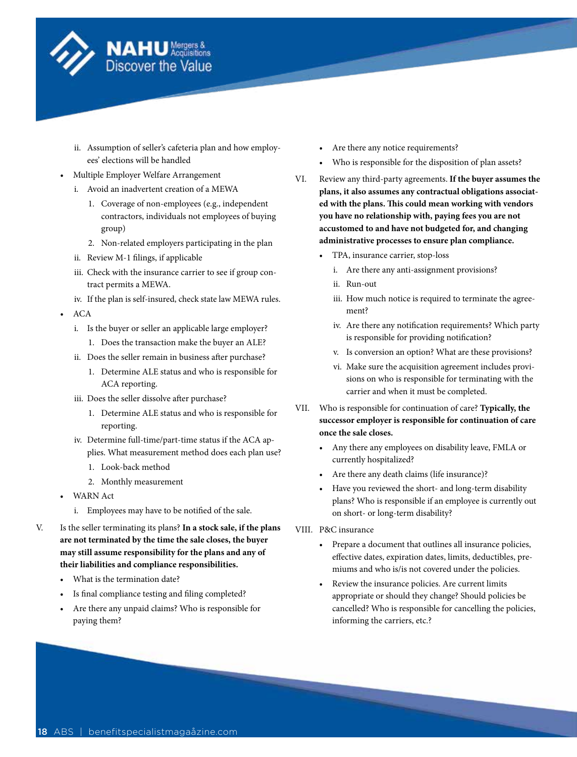ii. Assumption of seller's cafeteria plan and how employees' elections will be handled

- Multiple Employer Welfare Arrangement
    - i. Avoid an inadvertent creation of a MEWA
        1. Coverage of non-employees (e.g., independent contractors, individuals not employees of buying group)
        2. Non-related employers participating in the plan
    - ii. Review M-1 filings, if applicable
    - iii. Check with the insurance carrier to see if group contract permits a MEWA.
    - iv. If the plan is self-insured, check state law MEWA rules.
- ACA
    - i. Is the buyer or seller an applicable large employer?
        1. Does the transaction make the buyer an ALE?
    - ii. Does the seller remain in business after purchase?
        1. Determine ALE status and who is responsible for ACA reporting.
    - iii. Does the seller dissolve after purchase?
        1. Determine ALE status and who is responsible for reporting.
    - iv. Determine full-time/part-time status if the ACA applies. What measurement method does each plan use?
        1. Look-back method
        2. Monthly measurement
- WARN Act
    - i. Employees may have to be notified of the sale.

V. Is the seller terminating its plans? **In a stock sale, if the plans are not terminated by the time the sale closes, the buyer may still assume responsibility for the plans and any of their liabilities and compliance responsibilities.**

- What is the termination date?
- Is final compliance testing and filing completed?
- Are there any unpaid claims? Who is responsible for paying them?
- Are there any notice requirements?
- Who is responsible for the disposition of plan assets?

VI. Review any third-party agreements. **If the buyer assumes the plans, it also assumes any contractual obligations associated with the plans. This could mean working with vendors you have no relationship with, paying fees you are not accustomed to and have not budgeted for, and changing administrative processes to ensure plan compliance.**

- TPA, insurance carrier, stop-loss
    - i. Are there any anti-assignment provisions?
    - ii. Run-out
    - iii. How much notice is required to terminate the agreement?
    - iv. Are there any notification requirements? Which party is responsible for providing notification?
    - v. Is conversion an option? What are these provisions?
    - vi. Make sure the acquisition agreement includes provisions on who is responsible for terminating with the carrier and when it must be completed.

VII. Who is responsible for continuation of care? **Typically, the successor employer is responsible for continuation of care once the sale closes.**

- Any there any employees on disability leave, FMLA or currently hospitalized?
- Are there any death claims (life insurance)?
- Have you reviewed the short- and long-term disability plans? Who is responsible if an employee is currently out on short- or long-term disability?

VIII. P&C insurance

- Prepare a document that outlines all insurance policies, effective dates, expiration dates, limits, deductibles, premiums and who is/is not covered under the policies.
- Review the insurance policies. Are current limits appropriate or should they change? Should policies be cancelled? Who is responsible for cancelling the policies, informing the carriers, etc.?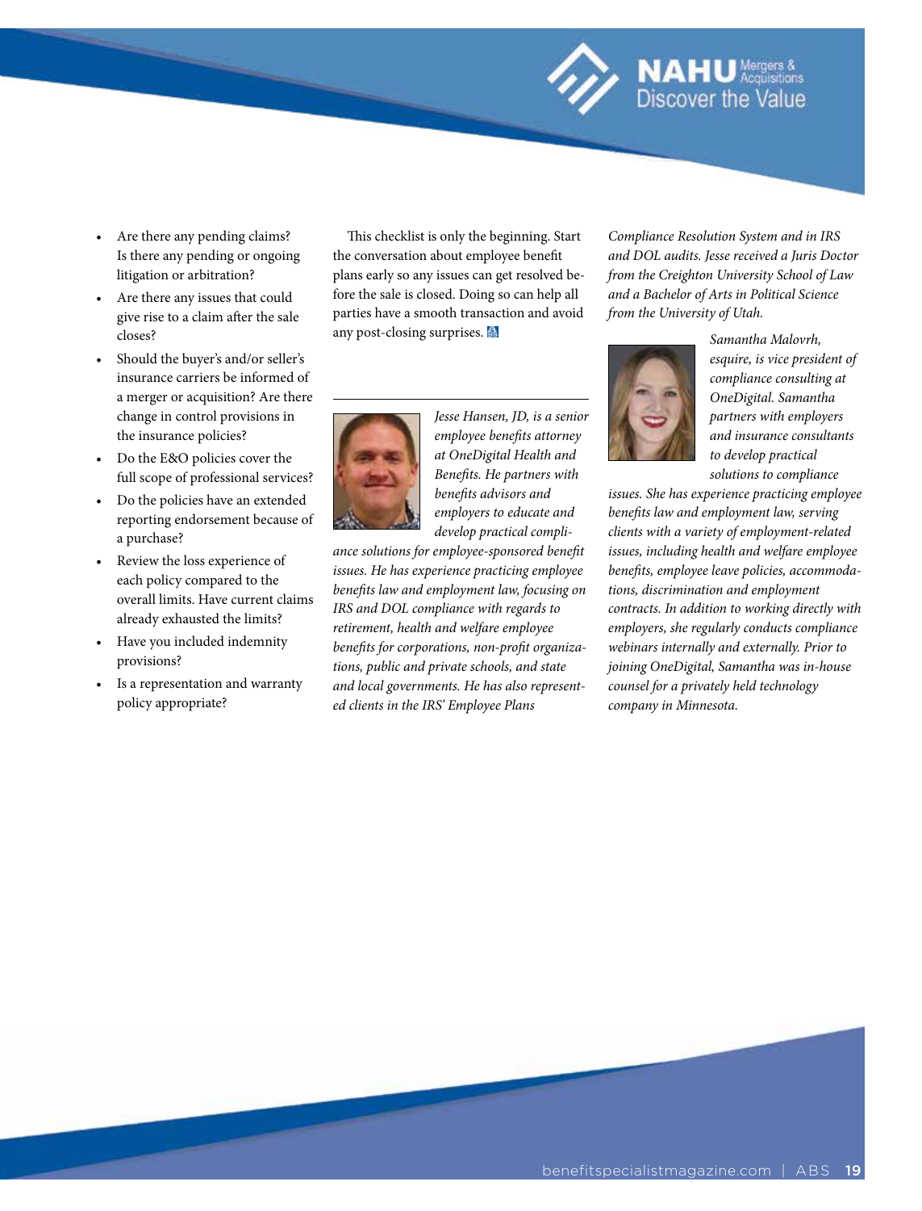- Are there any pending claims? Is there any pending or ongoing litigation or arbitration?
- Are there any issues that could give rise to a claim after the sale closes?
- Should the buyer's and/or seller's insurance carriers be informed of a merger or acquisition? Are there change in control provisions in the insurance policies?
- Do the E&O policies cover the full scope of professional services?
- Do the policies have an extended reporting endorsement because of a purchase?
- Review the loss experience of each policy compared to the overall limits. Have current claims already exhausted the limits?
- Have you included indemnity provisions?
- Is a representation and warranty policy appropriate?

This checklist is only the beginning. Start the conversation about employee benefit plans early so any issues can get resolved before the sale is closed. Doing so can help all parties have a smooth transaction and avoid any post-closing surprises.

---

*Jesse Hansen, JD, is a senior employee benefits attorney at OneDigital Health and Benefits. He partners with benefits advisors and employers to educate and develop practical compliance solutions for employee-sponsored benefit issues. He has experience practicing employee benefits law and employment law, focusing on IRS and DOL compliance with regards to retirement, health and welfare employee benefits for corporations, non-profit organizations, public and private schools, and state and local governments. He has also represented clients in the IRS' Employee Plans Compliance Resolution System and in IRS and DOL audits. Jesse received a Juris Doctor from the Creighton University School of Law and a Bachelor of Arts in Political Science from the University of Utah.*

*Samantha Malovrh, esquire, is vice president of compliance consulting at OneDigital. Samantha partners with employers and insurance consultants to develop practical solutions to compliance issues. She has experience practicing employee benefits law and employment law, serving clients with a variety of employment-related issues, including health and welfare employee benefits, employee leave policies, accommodations, discrimination and employment contracts. In addition to working directly with employers, she regularly conducts compliance webinars internally and externally. Prior to joining OneDigital, Samantha was in-house counsel for a privately held technology company in Minnesota.*